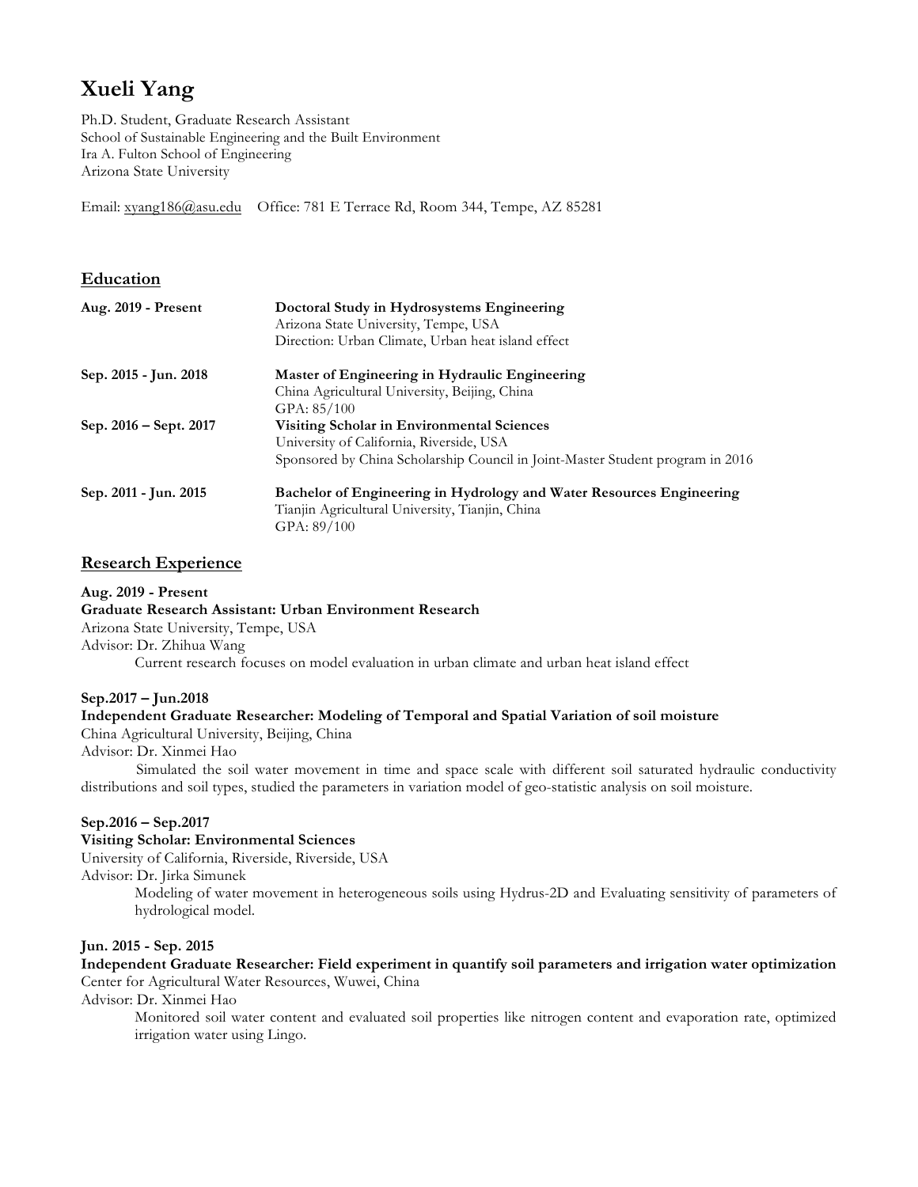# Xueli Yang

Ph.D. Student, Graduate Research Assistant
School of Sustainable Engineering and the Built Environment
Ira A. Fulton School of Engineering
Arizona State University

Email: xyang186@asu.edu    Office: 781 E Terrace Rd, Room 344, Tempe, AZ 85281

## Education

**Aug. 2019 - Present**
**Doctoral Study in Hydrosystems Engineering**
Arizona State University, Tempe, USA
Direction: Urban Climate, Urban heat island effect

**Sep. 2015 - Jun. 2018**
**Master of Engineering in Hydraulic Engineering**
China Agricultural University, Beijing, China
GPA: 85/100

**Sep. 2016 – Sept. 2017**
**Visiting Scholar in Environmental Sciences**
University of California, Riverside, USA
Sponsored by China Scholarship Council in Joint-Master Student program in 2016

**Sep. 2011 - Jun. 2015**
**Bachelor of Engineering in Hydrology and Water Resources Engineering**
Tianjin Agricultural University, Tianjin, China
GPA: 89/100

## Research Experience

**Aug. 2019 - Present**
**Graduate Research Assistant: Urban Environment Research**
Arizona State University, Tempe, USA
Advisor: Dr. Zhihua Wang

Current research focuses on model evaluation in urban climate and urban heat island effect

**Sep.2017 – Jun.2018**
**Independent Graduate Researcher: Modeling of Temporal and Spatial Variation of soil moisture**
China Agricultural University, Beijing, China
Advisor: Dr. Xinmei Hao

Simulated the soil water movement in time and space scale with different soil saturated hydraulic conductivity distributions and soil types, studied the parameters in variation model of geo-statistic analysis on soil moisture.

**Sep.2016 – Sep.2017**
**Visiting Scholar: Environmental Sciences**
University of California, Riverside, Riverside, USA
Advisor: Dr. Jirka Simunek

Modeling of water movement in heterogeneous soils using Hydrus-2D and Evaluating sensitivity of parameters of hydrological model.

**Jun. 2015 - Sep. 2015**
**Independent Graduate Researcher: Field experiment in quantify soil parameters and irrigation water optimization**
Center for Agricultural Water Resources, Wuwei, China
Advisor: Dr. Xinmei Hao

Monitored soil water content and evaluated soil properties like nitrogen content and evaporation rate, optimized irrigation water using Lingo.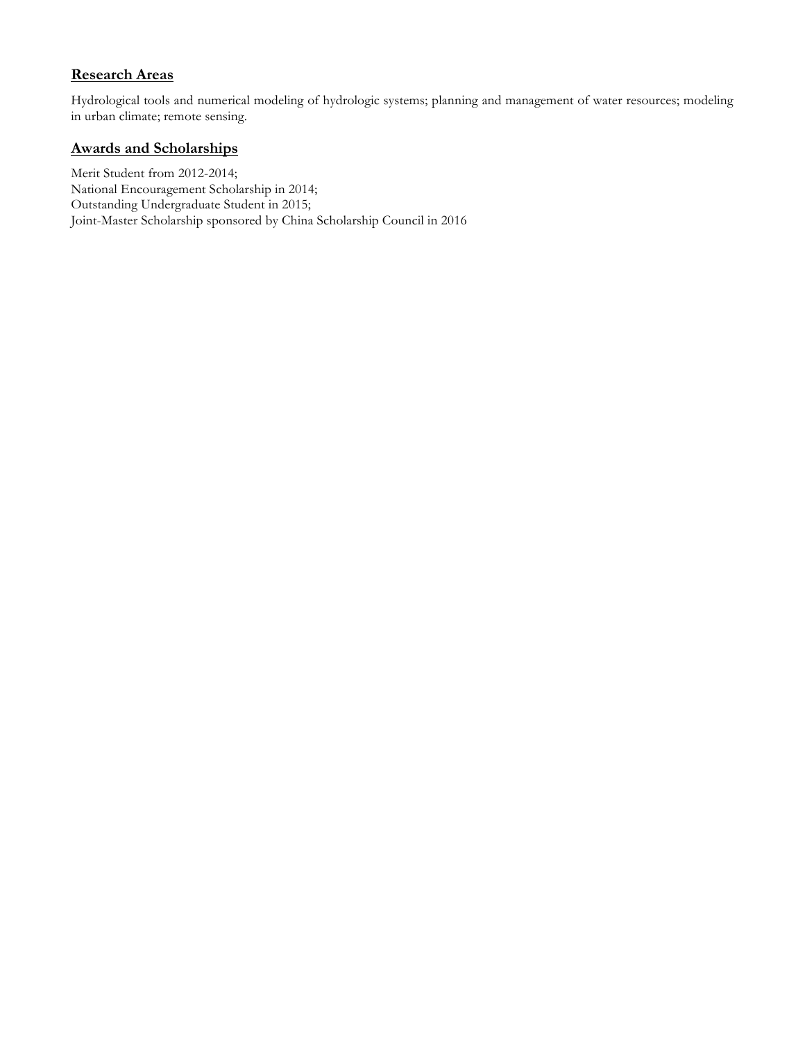## Research Areas

Hydrological tools and numerical modeling of hydrologic systems; planning and management of water resources; modeling in urban climate; remote sensing.

## Awards and Scholarships

Merit Student from 2012-2014;
National Encouragement Scholarship in 2014;
Outstanding Undergraduate Student in 2015;
Joint-Master Scholarship sponsored by China Scholarship Council in 2016